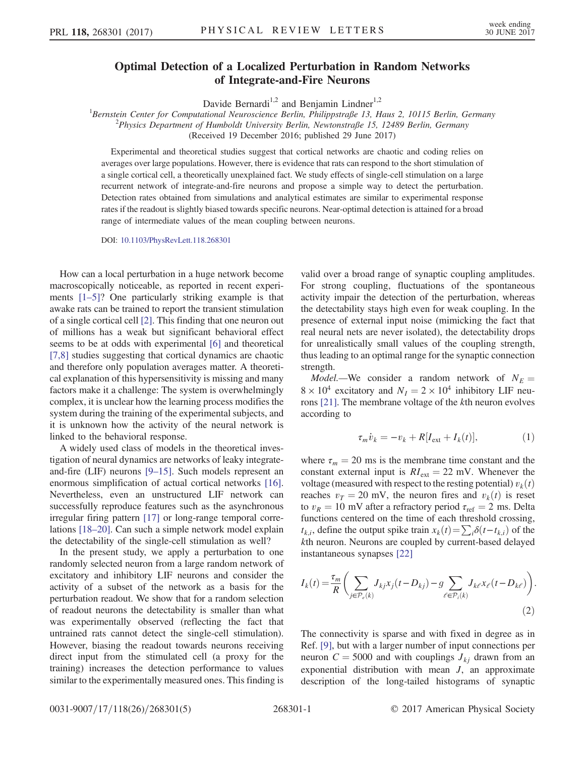# Optimal Detection of a Localized Perturbation in Random Networks of Integrate-and-Fire Neurons

Davide Bernardi[1,2] and Benjamin Lindner[1,2]

[1]Bernstein Center for Computational Neuroscience Berlin, Philippstraße 13, Haus 2, 10115 Berlin, Germany
[2]Physics Department of Humboldt University Berlin, Newtonstraße 15, 12489 Berlin, Germany

(Received 19 December 2016; published 29 June 2017)

Experimental and theoretical studies suggest that cortical networks are chaotic and coding relies on averages over large populations. However, there is evidence that rats can respond to the short stimulation of a single cortical cell, a theoretically unexplained fact. We study effects of single-cell stimulation on a large recurrent network of integrate-and-fire neurons and propose a simple way to detect the perturbation. Detection rates obtained from simulations and analytical estimates are similar to experimental response rates if the readout is slightly biased towards specific neurons. Near-optimal detection is attained for a broad range of intermediate values of the mean coupling between neurons.

DOI: 10.1103/PhysRevLett.118.268301

How can a local perturbation in a huge network become macroscopically noticeable, as reported in recent experiments [1–5]? One particularly striking example is that awake rats can be trained to report the transient stimulation of a single cortical cell [2]. This finding that one neuron out of millions has a weak but significant behavioral effect seems to be at odds with experimental [6] and theoretical [7,8] studies suggesting that cortical dynamics are chaotic and therefore only population averages matter. A theoretical explanation of this hypersensitivity is missing and many factors make it a challenge: The system is overwhelmingly complex, it is unclear how the learning process modifies the system during the training of the experimental subjects, and it is unknown how the activity of the neural network is linked to the behavioral response.

A widely used class of models in the theoretical investigation of neural dynamics are networks of leaky integrate-and-fire (LIF) neurons [9–15]. Such models represent an enormous simplification of actual cortical networks [16]. Nevertheless, even an unstructured LIF network can successfully reproduce features such as the asynchronous irregular firing pattern [17] or long-range temporal correlations [18–20]. Can such a simple network model explain the detectability of the single-cell stimulation as well?

In the present study, we apply a perturbation to one randomly selected neuron from a large random network of excitatory and inhibitory LIF neurons and consider the activity of a subset of the network as a basis for the perturbation readout. We show that for a random selection of readout neurons the detectability is smaller than what was experimentally observed (reflecting the fact that untrained rats cannot detect the single-cell stimulation). However, biasing the readout towards neurons receiving direct input from the stimulated cell (a proxy for the training) increases the detection performance to values similar to the experimentally measured ones. This finding is valid over a broad range of synaptic coupling amplitudes. For strong coupling, fluctuations of the spontaneous activity impair the detection of the perturbation, whereas the detectability stays high even for weak coupling. In the presence of external input noise (mimicking the fact that real neural nets are never isolated), the detectability drops for unrealistically small values of the coupling strength, thus leading to an optimal range for the synaptic connection strength.

*Model.*—We consider a random network of $N_E = 8 \times 10^4$ excitatory and $N_I = 2 \times 10^4$ inhibitory LIF neurons [21]. The membrane voltage of the $k$th neuron evolves according to

$$\tau_m \dot{v}_k = -v_k + R[I_{\rm ext} + I_k(t)], \tag{1}$$

where $\tau_m = 20$ ms is the membrane time constant and the constant external input is $RI_{\rm ext} = 22$ mV. Whenever the voltage (measured with respect to the resting potential) $v_k(t)$ reaches $v_T = 20$ mV, the neuron fires and $v_k(t)$ is reset to $v_R = 10$ mV after a refractory period $\tau_{\rm ref} = 2$ ms. Delta functions centered on the time of each threshold crossing, $t_{k,i}$, define the output spike train $x_k(t) = \sum_i \delta(t - t_{k,i})$ of the $k$th neuron. Neurons are coupled by current-based delayed instantaneous synapses [22]

$$I_k(t) = \frac{\tau_m}{R}\left(\sum_{j\in\mathcal{P}_e(k)} J_{kj}x_j(t-D_{kj}) - g\sum_{\ell\in\mathcal{P}_i(k)} J_{k\ell}x_\ell(t-D_{k\ell})\right). \tag{2}$$

The connectivity is sparse and with fixed in degree as in Ref. [9], but with a larger number of input connections per neuron $C = 5000$ and with couplings $J_{kj}$ drawn from an exponential distribution with mean $J$, an approximate description of the long-tailed histograms of synaptic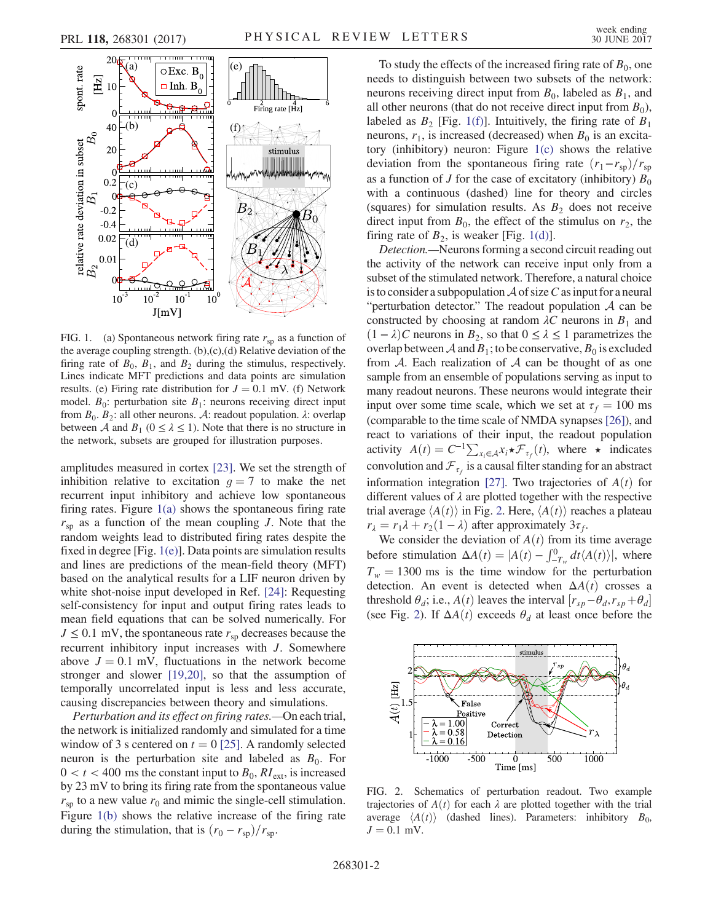FIG. 1. (a) Spontaneous network firing rate $r_{sp}$ as a function of the average coupling strength. (b),(c),(d) Relative deviation of the firing rate of $B_0$, $B_1$, and $B_2$ during the stimulus, respectively. Lines indicate MFT predictions and data points are simulation results. (e) Firing rate distribution for $J = 0.1$ mV. (f) Network model. $B_0$: perturbation site $B_1$: neurons receiving direct input from $B_0$. $B_2$: all other neurons. $\mathcal{A}$: readout population. $\lambda$: overlap between $\mathcal{A}$ and $B_1$ ($0 \leq \lambda \leq 1$). Note that there is no structure in the network, subsets are grouped for illustration purposes.

amplitudes measured in cortex [23]. We set the strength of inhibition relative to excitation $g = 7$ to make the net recurrent input inhibitory and achieve low spontaneous firing rates. Figure 1(a) shows the spontaneous firing rate $r_{sp}$ as a function of the mean coupling $J$. Note that the random weights lead to distributed firing rates despite the fixed in degree [Fig. 1(e)]. Data points are simulation results and lines are predictions of the mean-field theory (MFT) based on the analytical results for a LIF neuron driven by white shot-noise input developed in Ref. [24]: Requesting self-consistency for input and output firing rates leads to mean field equations that can be solved numerically. For $J \leq 0.1$ mV, the spontaneous rate $r_{sp}$ decreases because the recurrent inhibitory input increases with $J$. Somewhere above $J = 0.1$ mV, fluctuations in the network become stronger and slower [19,20], so that the assumption of temporally uncorrelated input is less and less accurate, causing discrepancies between theory and simulations.

*Perturbation and its effect on firing rates.*—On each trial, the network is initialized randomly and simulated for a time window of 3 s centered on $t = 0$ [25]. A randomly selected neuron in the network is the perturbation site and labeled as $B_0$. For $0 < t < 400$ ms the constant input to $B_0$, $RI_{\rm ext}$, is increased by 23 mV to bring its firing rate from the spontaneous value $r_{sp}$ to a new value $r_0$ and mimic the single-cell stimulation. Figure 1(b) shows the relative increase of the firing rate during the stimulation, that is $(r_0 - r_{sp})/r_{sp}$.

To study the effects of the increased firing rate of $B_0$, one needs to distinguish between two subsets of the network: neurons receiving direct input from $B_0$, labeled as $B_1$, and all other neurons (that do not receive direct input from $B_0$), labeled as $B_2$ [Fig. 1(f)]. Intuitively, the firing rate of $B_1$ neurons, $r_1$, is increased (decreased) when $B_0$ is an excitatory (inhibitory) neuron: Figure 1(c) shows the relative deviation from the spontaneous firing rate $(r_1 - r_{sp})/r_{sp}$ as a function of $J$ for the case of excitatory (inhibitory) $B_0$ with a continuous (dashed) line for theory and circles (squares) for simulation results. As $B_2$ does not receive direct input from $B_0$, the effect of the stimulus on $r_2$, the firing rate of $B_2$, is weaker [Fig. 1(d)].

*Detection.*—Neurons forming a second circuit reading out the activity of the network can receive input only from a subset of the stimulated network. Therefore, a natural choice is to consider a subpopulation $\mathcal{A}$ of size $C$ as input for a neural "perturbation detector." The readout population $\mathcal{A}$ can be constructed by choosing at random $\lambda C$ neurons in $B_1$ and $(1 - \lambda)C$ neurons in $B_2$, so that $0 \leq \lambda \leq 1$ parametrizes the overlap between $\mathcal{A}$ and $B_1$; to be conservative, $B_0$ is excluded from $\mathcal{A}$. Each realization of $\mathcal{A}$ can be thought of as one sample from an ensemble of populations serving as input to many readout neurons. These neurons would integrate their input over some time scale, which we set at $\tau_f = 100$ ms (comparable to the time scale of NMDA synapses [26]), and react to variations of their input, the readout population activity $A(t) = C^{-1}\sum_{x_i \in \mathcal{A}} x_i \star \mathcal{F}_{\tau_f}(t)$, where $\star$ indicates convolution and $\mathcal{F}_{\tau_f}$ is a causal filter standing for an abstract information integration [27]. Two trajectories of $A(t)$ for different values of $\lambda$ are plotted together with the respective trial average $\langle A(t)\rangle$ in Fig. 2. Here, $\langle A(t)\rangle$ reaches a plateau $r_\lambda = r_1\lambda + r_2(1 - \lambda)$ after approximately $3\tau_f$.

We consider the deviation of $A(t)$ from its time average before stimulation $\Delta A(t) = |A(t) - \int_{-T_w}^{0} dt \langle A(t)\rangle|$, where $T_w = 1300$ ms is the time window for the perturbation detection. An event is detected when $\Delta A(t)$ crosses a threshold $\theta_d$; i.e., $A(t)$ leaves the interval $[r_{sp} - \theta_d, r_{sp} + \theta_d]$ (see Fig. 2). If $\Delta A(t)$ exceeds $\theta_d$ at least once before the

FIG. 2. Schematics of perturbation readout. Two example trajectories of $A(t)$ for each $\lambda$ are plotted together with the trial average $\langle A(t)\rangle$ (dashed lines). Parameters: inhibitory $B_0$, $J = 0.1$ mV.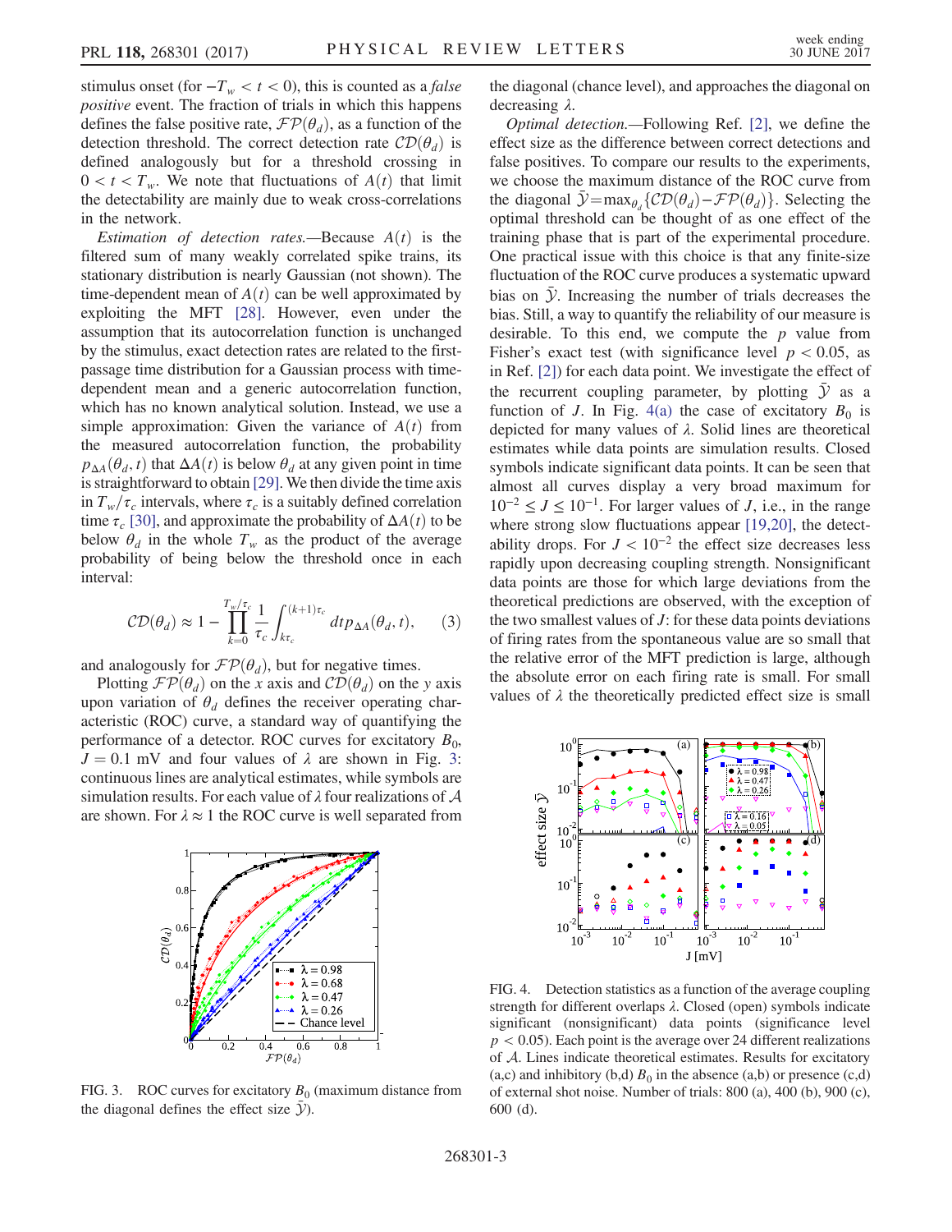stimulus onset (for $-T_w < t < 0$), this is counted as a *false positive* event. The fraction of trials in which this happens defines the false positive rate, $\mathcal{FP}(\theta_d)$, as a function of the detection threshold. The correct detection rate $\mathcal{CD}(\theta_d)$ is defined analogously but for a threshold crossing in $0 < t < T_w$. We note that fluctuations of $A(t)$ that limit the detectability are mainly due to weak cross-correlations in the network.

*Estimation of detection rates.*—Because $A(t)$ is the filtered sum of many weakly correlated spike trains, its stationary distribution is nearly Gaussian (not shown). The time-dependent mean of $A(t)$ can be well approximated by exploiting the MFT [28]. However, even under the assumption that its autocorrelation function is unchanged by the stimulus, exact detection rates are related to the first-passage time distribution for a Gaussian process with time-dependent mean and a generic autocorrelation function, which has no known analytical solution. Instead, we use a simple approximation: Given the variance of $A(t)$ from the measured autocorrelation function, the probability $p_{\Delta A}(\theta_d, t)$ that $\Delta A(t)$ is below $\theta_d$ at any given point in time is straightforward to obtain [29]. We then divide the time axis in $T_w/\tau_c$ intervals, where $\tau_c$ is a suitably defined correlation time $\tau_c$ [30], and approximate the probability of $\Delta A(t)$ to be below $\theta_d$ in the whole $T_w$ as the product of the average probability of being below the threshold once in each interval:

$$\mathcal{CD}(\theta_d) \approx 1 - \prod_{k=0}^{T_w/\tau_c} \frac{1}{\tau_c} \int_{k\tau_c}^{(k+1)\tau_c} dt p_{\Delta A}(\theta_d, t), \qquad (3)$$

and analogously for $\mathcal{FP}(\theta_d)$, but for negative times.

Plotting $\mathcal{FP}(\theta_d)$ on the $x$ axis and $\mathcal{CD}(\theta_d)$ on the $y$ axis upon variation of $\theta_d$ defines the receiver operating characteristic (ROC) curve, a standard way of quantifying the performance of a detector. ROC curves for excitatory $B_0$, $J = 0.1$ mV and four values of $\lambda$ are shown in Fig. 3: continuous lines are analytical estimates, while symbols are simulation results. For each value of $\lambda$ four realizations of $\mathcal{A}$ are shown. For $\lambda \approx 1$ the ROC curve is well separated from the diagonal (chance level), and approaches the diagonal on decreasing $\lambda$.

FIG. 3. ROC curves for excitatory $B_0$ (maximum distance from the diagonal defines the effect size $\bar{\mathcal{Y}}$).

*Optimal detection.*—Following Ref. [2], we define the effect size as the difference between correct detections and false positives. To compare our results to the experiments, we choose the maximum distance of the ROC curve from the diagonal $\bar{\mathcal{Y}} = \max_{\theta_d}\{\mathcal{CD}(\theta_d) - \mathcal{FP}(\theta_d)\}$. Selecting the optimal threshold can be thought of as one effect of the training phase that is part of the experimental procedure. One practical issue with this choice is that any finite-size fluctuation of the ROC curve produces a systematic upward bias on $\bar{\mathcal{Y}}$. Increasing the number of trials decreases the bias. Still, a way to quantify the reliability of our measure is desirable. To this end, we compute the $p$ value from Fisher's exact test (with significance level $p < 0.05$, as in Ref. [2]) for each data point. We investigate the effect of the recurrent coupling parameter, by plotting $\bar{\mathcal{Y}}$ as a function of $J$. In Fig. 4(a) the case of excitatory $B_0$ is depicted for many values of $\lambda$. Solid lines are theoretical estimates while data points are simulation results. Closed symbols indicate significant data points. It can be seen that almost all curves display a very broad maximum for $10^{-2} \le J \le 10^{-1}$. For larger values of $J$, i.e., in the range where strong slow fluctuations appear [19,20], the detectability drops. For $J < 10^{-2}$ the effect size decreases less rapidly upon decreasing coupling strength. Nonsignificant data points are those for which large deviations from the theoretical predictions are observed, with the exception of the two smallest values of $J$: for these data points deviations of firing rates from the spontaneous value are so small that the relative error of the MFT prediction is large, although the absolute error on each firing rate is small. For small values of $\lambda$ the theoretically predicted effect size is small

FIG. 4. Detection statistics as a function of the average coupling strength for different overlaps $\lambda$. Closed (open) symbols indicate significant (nonsignificant) data points (significance level $p < 0.05$). Each point is the average over 24 different realizations of $\mathcal{A}$. Lines indicate theoretical estimates. Results for excitatory (a,c) and inhibitory (b,d) $B_0$ in the absence (a,b) or presence (c,d) of external shot noise. Number of trials: 800 (a), 400 (b), 900 (c), 600 (d).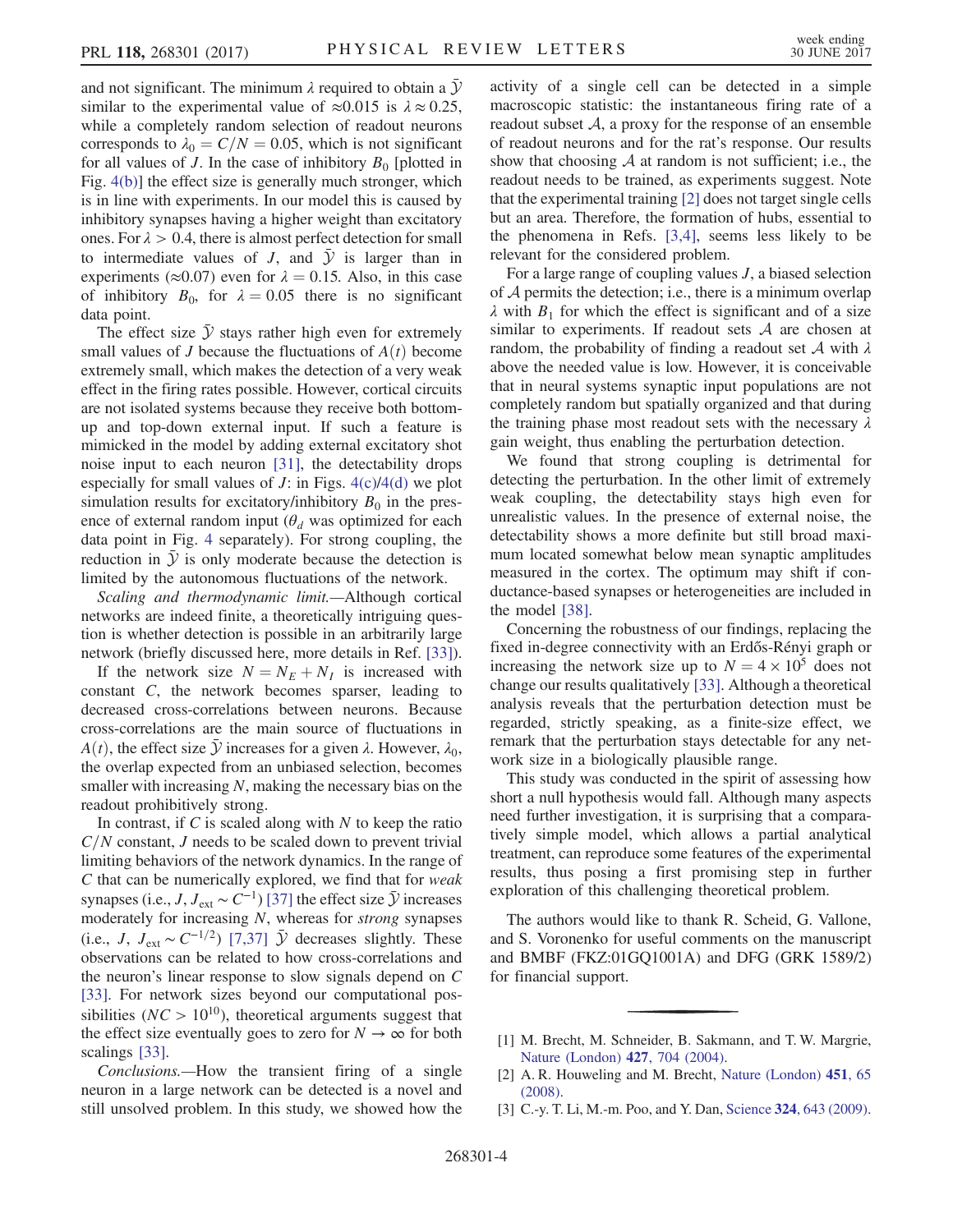and not significant. The minimum $\lambda$ required to obtain a $\bar{\mathcal{Y}}$ similar to the experimental value of $\approx 0.015$ is $\lambda \approx 0.25$, while a completely random selection of readout neurons corresponds to $\lambda_0 = C/N = 0.05$, which is not significant for all values of $J$. In the case of inhibitory $B_0$ [plotted in Fig. 4(b)] the effect size is generally much stronger, which is in line with experiments. In our model this is caused by inhibitory synapses having a higher weight than excitatory ones. For $\lambda > 0.4$, there is almost perfect detection for small to intermediate values of $J$, and $\bar{\mathcal{Y}}$ is larger than in experiments ($\approx 0.07$) even for $\lambda = 0.15$. Also, in this case of inhibitory $B_0$, for $\lambda = 0.05$ there is no significant data point.

The effect size $\bar{\mathcal{Y}}$ stays rather high even for extremely small values of $J$ because the fluctuations of $A(t)$ become extremely small, which makes the detection of a very weak effect in the firing rates possible. However, cortical circuits are not isolated systems because they receive both bottom-up and top-down external input. If such a feature is mimicked in the model by adding external excitatory shot noise input to each neuron [31], the detectability drops especially for small values of $J$: in Figs. 4(c)/4(d) we plot simulation results for excitatory/inhibitory $B_0$ in the presence of external random input ($\theta_d$ was optimized for each data point in Fig. 4 separately). For strong coupling, the reduction in $\bar{\mathcal{Y}}$ is only moderate because the detection is limited by the autonomous fluctuations of the network.

*Scaling and thermodynamic limit.*—Although cortical networks are indeed finite, a theoretically intriguing question is whether detection is possible in an arbitrarily large network (briefly discussed here, more details in Ref. [33]).

If the network size $N = N_E + N_I$ is increased with constant $C$, the network becomes sparser, leading to decreased cross-correlations between neurons. Because cross-correlations are the main source of fluctuations in $A(t)$, the effect size $\bar{\mathcal{Y}}$ increases for a given $\lambda$. However, $\lambda_0$, the overlap expected from an unbiased selection, becomes smaller with increasing $N$, making the necessary bias on the readout prohibitively strong.

In contrast, if $C$ is scaled along with $N$ to keep the ratio $C/N$ constant, $J$ needs to be scaled down to prevent trivial limiting behaviors of the network dynamics. In the range of $C$ that can be numerically explored, we find that for *weak* synapses (i.e., $J$, $J_{\text{ext}} \sim C^{-1}$) [37] the effect size $\bar{\mathcal{Y}}$ increases moderately for increasing $N$, whereas for *strong* synapses (i.e., $J$, $J_{\text{ext}} \sim C^{-1/2}$) [7,37] $\bar{\mathcal{Y}}$ decreases slightly. These observations can be related to how cross-correlations and the neuron's linear response to slow signals depend on $C$ [33]. For network sizes beyond our computational possibilities ($NC > 10^{10}$), theoretical arguments suggest that the effect size eventually goes to zero for $N \to \infty$ for both scalings [33].

*Conclusions.*—How the transient firing of a single neuron in a large network can be detected is a novel and still unsolved problem. In this study, we showed how the activity of a single cell can be detected in a simple macroscopic statistic: the instantaneous firing rate of a readout subset $\mathcal{A}$, a proxy for the response of an ensemble of readout neurons and for the rat's response. Our results show that choosing $\mathcal{A}$ at random is not sufficient; i.e., the readout needs to be trained, as experiments suggest. Note that the experimental training [2] does not target single cells but an area. Therefore, the formation of hubs, essential to the phenomena in Refs. [3,4], seems less likely to be relevant for the considered problem.

For a large range of coupling values $J$, a biased selection of $\mathcal{A}$ permits the detection; i.e., there is a minimum overlap $\lambda$ with $B_1$ for which the effect is significant and of a size similar to experiments. If readout sets $\mathcal{A}$ are chosen at random, the probability of finding a readout set $\mathcal{A}$ with $\lambda$ above the needed value is low. However, it is conceivable that in neural systems synaptic input populations are not completely random but spatially organized and that during the training phase most readout sets with the necessary $\lambda$ gain weight, thus enabling the perturbation detection.

We found that strong coupling is detrimental for detecting the perturbation. In the other limit of extremely weak coupling, the detectability stays high even for unrealistic values. In the presence of external noise, the detectability shows a more definite but still broad maximum located somewhat below mean synaptic amplitudes measured in the cortex. The optimum may shift if conductance-based synapses or heterogeneities are included in the model [38].

Concerning the robustness of our findings, replacing the fixed in-degree connectivity with an Erdős-Rényi graph or increasing the network size up to $N = 4 \times 10^5$ does not change our results qualitatively [33]. Although a theoretical analysis reveals that the perturbation detection must be regarded, strictly speaking, as a finite-size effect, we remark that the perturbation stays detectable for any network size in a biologically plausible range.

This study was conducted in the spirit of assessing how short a null hypothesis would fall. Although many aspects need further investigation, it is surprising that a comparatively simple model, which allows a partial analytical treatment, can reproduce some features of the experimental results, thus posing a first promising step in further exploration of this challenging theoretical problem.

The authors would like to thank R. Scheid, G. Vallone, and S. Voronenko for useful comments on the manuscript and BMBF (FKZ:01GQ1001A) and DFG (GRK 1589/2) for financial support.

---

[1] M. Brecht, M. Schneider, B. Sakmann, and T. W. Margrie, Nature (London) **427**, 704 (2004).

[2] A. R. Houweling and M. Brecht, Nature (London) **451**, 65 (2008).

[3] C.-y. T. Li, M.-m. Poo, and Y. Dan, Science **324**, 643 (2009).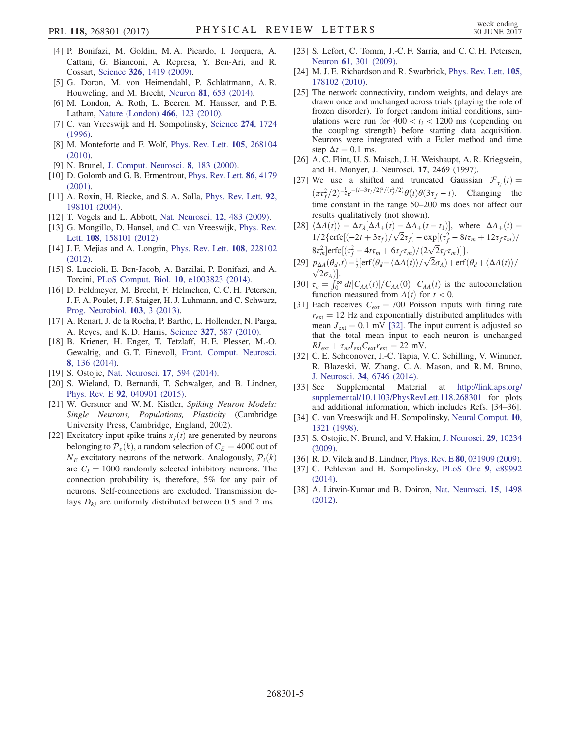[4] P. Bonifazi, M. Goldin, M. A. Picardo, I. Jorquera, A. Cattani, G. Bianconi, A. Represa, Y. Ben-Ari, and R. Cossart, Science **326**, 1419 (2009).

[5] G. Doron, M. von Heimendahl, P. Schlattmann, A. R. Houweling, and M. Brecht, Neuron **81**, 653 (2014).

[6] M. London, A. Roth, L. Beeren, M. Häusser, and P. E. Latham, Nature (London) **466**, 123 (2010).

[7] C. van Vreeswijk and H. Sompolinsky, Science **274**, 1724 (1996).

[8] M. Monteforte and F. Wolf, Phys. Rev. Lett. **105**, 268104 (2010).

[9] N. Brunel, J. Comput. Neurosci. **8**, 183 (2000).

[10] D. Golomb and G. B. Ermentrout, Phys. Rev. Lett. **86**, 4179 (2001).

[11] A. Roxin, H. Riecke, and S. A. Solla, Phys. Rev. Lett. **92**, 198101 (2004).

[12] T. Vogels and L. Abbott, Nat. Neurosci. **12**, 483 (2009).

[13] G. Mongillo, D. Hansel, and C. van Vreeswijk, Phys. Rev. Lett. **108**, 158101 (2012).

[14] J. F. Mejias and A. Longtin, Phys. Rev. Lett. **108**, 228102 (2012).

[15] S. Luccioli, E. Ben-Jacob, A. Barzilai, P. Bonifazi, and A. Torcini, PLoS Comput. Biol. **10**, e1003823 (2014).

[16] D. Feldmeyer, M. Brecht, F. Helmchen, C. C. H. Petersen, J. F. A. Poulet, J. F. Staiger, H. J. Luhmann, and C. Schwarz, Prog. Neurobiol. **103**, 3 (2013).

[17] A. Renart, J. de la Rocha, P. Bartho, L. Hollender, N. Parga, A. Reyes, and K. D. Harris, Science **327**, 587 (2010).

[18] B. Kriener, H. Enger, T. Tetzlaff, H. E. Plesser, M.-O. Gewaltig, and G. T. Einevoll, Front. Comput. Neurosci. **8**, 136 (2014).

[19] S. Ostojic, Nat. Neurosci. **17**, 594 (2014).

[20] S. Wieland, D. Bernardi, T. Schwalger, and B. Lindner, Phys. Rev. E **92**, 040901 (2015).

[21] W. Gerstner and W. M. Kistler, *Spiking Neuron Models: Single Neurons, Populations, Plasticity* (Cambridge University Press, Cambridge, England, 2002).

[22] Excitatory input spike trains $x_j(t)$ are generated by neurons belonging to $\mathcal{P}_e(k)$, a random selection of $C_E = 4000$ out of $N_E$ excitatory neurons of the network. Analogously, $\mathcal{P}_i(k)$ are $C_I = 1000$ randomly selected inhibitory neurons. The connection probability is, therefore, 5% for any pair of neurons. Self-connections are excluded. Transmission delays $D_{kj}$ are uniformly distributed between 0.5 and 2 ms.

[23] S. Lefort, C. Tomm, J.-C. F. Sarria, and C. C. H. Petersen, Neuron **61**, 301 (2009).

[24] M. J. E. Richardson and R. Swarbrick, Phys. Rev. Lett. **105**, 178102 (2010).

[25] The network connectivity, random weights, and delays are drawn once and unchanged across trials (playing the role of frozen disorder). To forget random initial conditions, simulations were run for $400 < t_i < 1200$ ms (depending on the coupling strength) before starting data acquisition. Neurons were integrated with a Euler method and time step $\Delta t = 0.1$ ms.

[26] A. C. Flint, U. S. Maisch, J. H. Weishaupt, A. R. Kriegstein, and H. Monyer, J. Neurosci. **17**, 2469 (1997).

[27] We use a shifted and truncated Gaussian $\mathcal{F}_{\tau_f}(t) = (\pi\tau_f^2/2)^{-\frac{1}{2}}e^{-(t-3\tau_f/2)^2/(\tau_f^2/2)}\theta(t)\theta(3\tau_f - t)$. Changing the time constant in the range 50–200 ms does not affect our results qualitatively (not shown).

[28] $\langle\Delta A(t)\rangle = \Delta r_\lambda[\Delta A_+(t) - \Delta A_+(t - t_1)]$, where $\Delta A_+(t) = 1/2\{\mathrm{erfc}[(-2t + 3\tau_f)/\sqrt{2}\tau_f] - \exp[(\tau_f^2 - 8t\tau_m + 12\tau_f\tau_m)/8\tau_m^2]\mathrm{erfc}[(\tau_f^2 - 4t\tau_m + 6\tau_f\tau_m)/(2\sqrt{2}\tau_f\tau_m)]\}$.

[29] $p_{\Delta A}(\theta_d, t) = \frac{1}{2}[\mathrm{erf}(\theta_d - \langle\Delta A(t)\rangle/\sqrt{2}\sigma_A) + \mathrm{erf}(\theta_d + \langle\Delta A(t)\rangle/\sqrt{2}\sigma_A)]$.

[30] $\tau_c = \int_0^\infty dt|C_{AA}(t)|/C_{AA}(0)$. $C_{AA}(t)$ is the autocorrelation function measured from $A(t)$ for $t < 0$.

[31] Each receives $C_{\mathrm{ext}} = 700$ Poisson inputs with firing rate $r_{\mathrm{ext}} = 12$ Hz and exponentially distributed amplitudes with mean $J_{\mathrm{ext}} = 0.1$ mV [32]. The input current is adjusted so that the total mean input to each neuron is unchanged $RI_{\mathrm{ext}} + \tau_m J_{\mathrm{ext}} C_{\mathrm{ext}} r_{\mathrm{ext}} = 22$ mV.

[32] C. E. Schoonover, J.-C. Tapia, V. C. Schilling, V. Wimmer, R. Blazeski, W. Zhang, C. A. Mason, and R. M. Bruno, J. Neurosci. **34**, 6746 (2014).

[33] See Supplemental Material at http://link.aps.org/supplemental/10.1103/PhysRevLett.118.268301 for plots and additional information, which includes Refs. [34–36].

[34] C. van Vreeswijk and H. Sompolinsky, Neural Comput. **10**, 1321 (1998).

[35] S. Ostojic, N. Brunel, and V. Hakim, J. Neurosci. **29**, 10234 (2009).

[36] R. D. Vilela and B. Lindner, Phys. Rev. E **80**, 031909 (2009).

[37] C. Pehlevan and H. Sompolinsky, PLoS One **9**, e89992 (2014).

[38] A. Litwin-Kumar and B. Doiron, Nat. Neurosci. **15**, 1498 (2012).